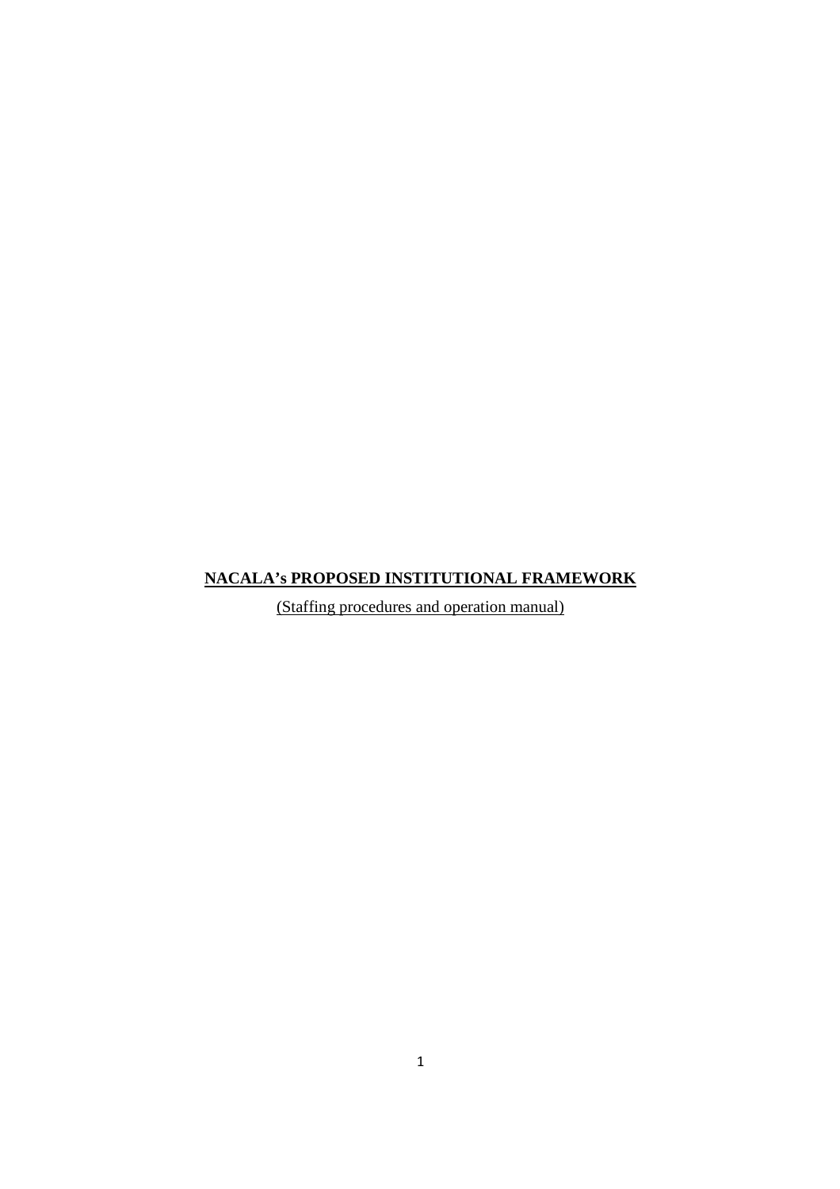# NACALA's PROPOSED INSTITUTIONAL FRAMEWORK

(Staffing procedures and operation manual)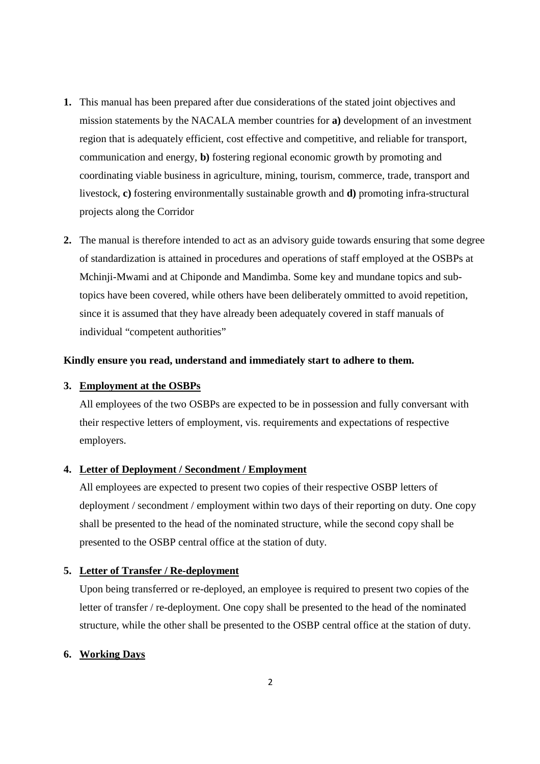1. This manual has been prepared after due considerations of the stated joint objectives and mission statements by the NACALA member countries for **a)** development of an investment region that is adequately efficient, cost effective and competitive, and reliable for transport, communication and energy, **b)** fostering regional economic growth by promoting and coordinating viable business in agriculture, mining, tourism, commerce, trade, transport and livestock, **c)** fostering environmentally sustainable growth and **d)** promoting infra-structural projects along the Corridor

2. The manual is therefore intended to act as an advisory guide towards ensuring that some degree of standardization is attained in procedures and operations of staff employed at the OSBPs at Mchinji-Mwami and at Chiponde and Mandimba. Some key and mundane topics and sub-topics have been covered, while others have been deliberately ommitted to avoid repetition, since it is assumed that they have already been adequately covered in staff manuals of individual "competent authorities"

**Kindly ensure you read, understand and immediately start to adhere to them.**

3. **<u>Employment at the OSBPs</u>**

   All employees of the two OSBPs are expected to be in possession and fully conversant with their respective letters of employment, vis. requirements and expectations of respective employers.

4. **<u>Letter of Deployment / Secondment / Employment</u>**

   All employees are expected to present two copies of their respective OSBP letters of deployment / secondment / employment within two days of their reporting on duty. One copy shall be presented to the head of the nominated structure, while the second copy shall be presented to the OSBP central office at the station of duty.

5. **<u>Letter of Transfer / Re-deployment</u>**

   Upon being transferred or re-deployed, an employee is required to present two copies of the letter of transfer / re-deployment. One copy shall be presented to the head of the nominated structure, while the other shall be presented to the OSBP central office at the station of duty.

6. **<u>Working Days</u>**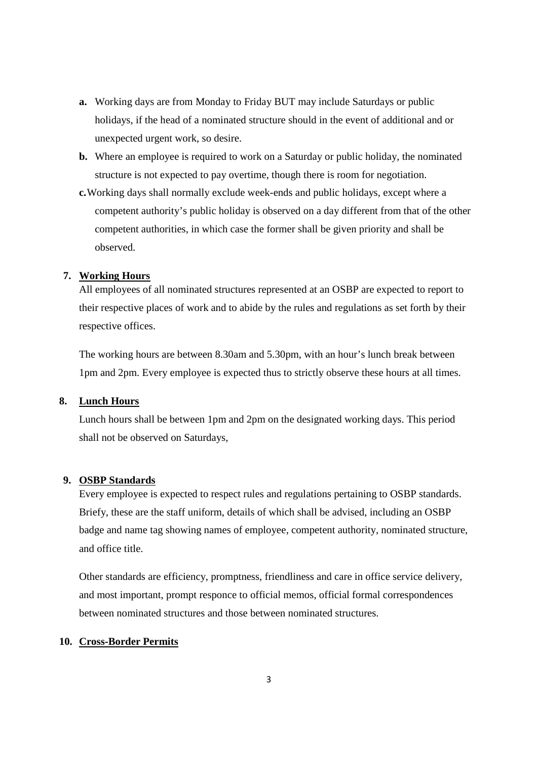- **a.** Working days are from Monday to Friday BUT may include Saturdays or public holidays, if the head of a nominated structure should in the event of additional and or unexpected urgent work, so desire.
- **b.** Where an employee is required to work on a Saturday or public holiday, the nominated structure is not expected to pay overtime, though there is room for negotiation.
- **c.** Working days shall normally exclude week-ends and public holidays, except where a competent authority's public holiday is observed on a day different from that of the other competent authorities, in which case the former shall be given priority and shall be observed.

**7. Working Hours**

All employees of all nominated structures represented at an OSBP are expected to report to their respective places of work and to abide by the rules and regulations as set forth by their respective offices.

The working hours are between 8.30am and 5.30pm, with an hour's lunch break between 1pm and 2pm. Every employee is expected thus to strictly observe these hours at all times.

**8. Lunch Hours**

Lunch hours shall be between 1pm and 2pm on the designated working days. This period shall not be observed on Saturdays,

**9. OSBP Standards**

Every employee is expected to respect rules and regulations pertaining to OSBP standards. Briefy, these are the staff uniform, details of which shall be advised, including an OSBP badge and name tag showing names of employee, competent authority, nominated structure, and office title.

Other standards are efficiency, promptness, friendliness and care in office service delivery, and most important, prompt responce to official memos, official formal correspondences between nominated structures and those between nominated structures.

**10. Cross-Border Permits**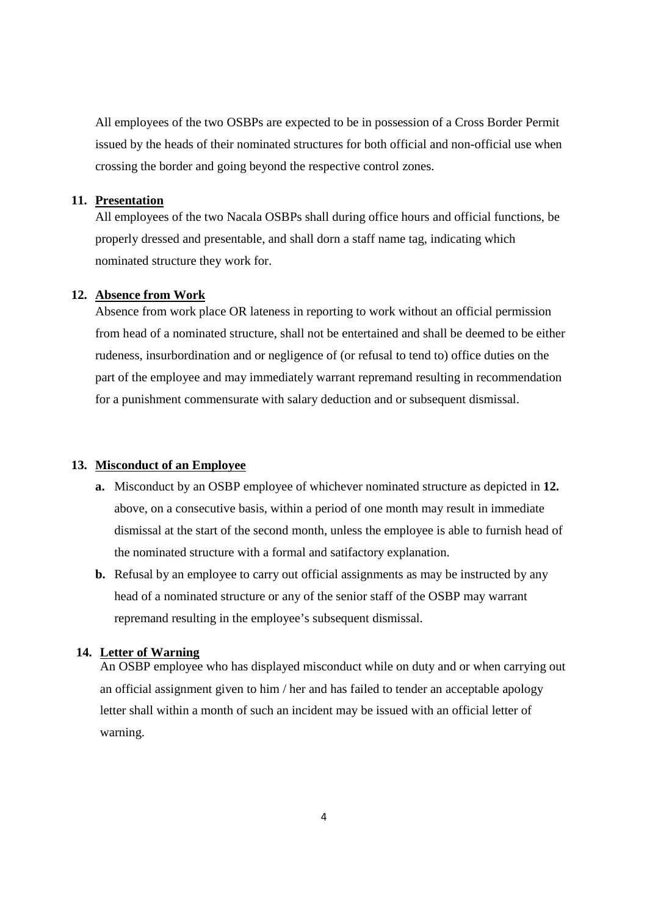All employees of the two OSBPs are expected to be in possession of a Cross Border Permit issued by the heads of their nominated structures for both official and non-official use when crossing the border and going beyond the respective control zones.

**11. Presentation**

All employees of the two Nacala OSBPs shall during office hours and official functions, be properly dressed and presentable, and shall dorn a staff name tag, indicating which nominated structure they work for.

**12. Absence from Work**

Absence from work place OR lateness in reporting to work without an official permission from head of a nominated structure, shall not be entertained and shall be deemed to be either rudeness, insurbordination and or negligence of (or refusal to tend to) office duties on the part of the employee and may immediately warrant repremand resulting in recommendation for a punishment commensurate with salary deduction and or subsequent dismissal.

**13. Misconduct of an Employee**

**a.** Misconduct by an OSBP employee of whichever nominated structure as depicted in **12.** above, on a consecutive basis, within a period of one month may result in immediate dismissal at the start of the second month, unless the employee is able to furnish head of the nominated structure with a formal and satifactory explanation.

**b.** Refusal by an employee to carry out official assignments as may be instructed by any head of a nominated structure or any of the senior staff of the OSBP may warrant repremand resulting in the employee's subsequent dismissal.

**14. Letter of Warning**

An OSBP employee who has displayed misconduct while on duty and or when carrying out an official assignment given to him / her and has failed to tender an acceptable apology letter shall within a month of such an incident may be issued with an official letter of warning.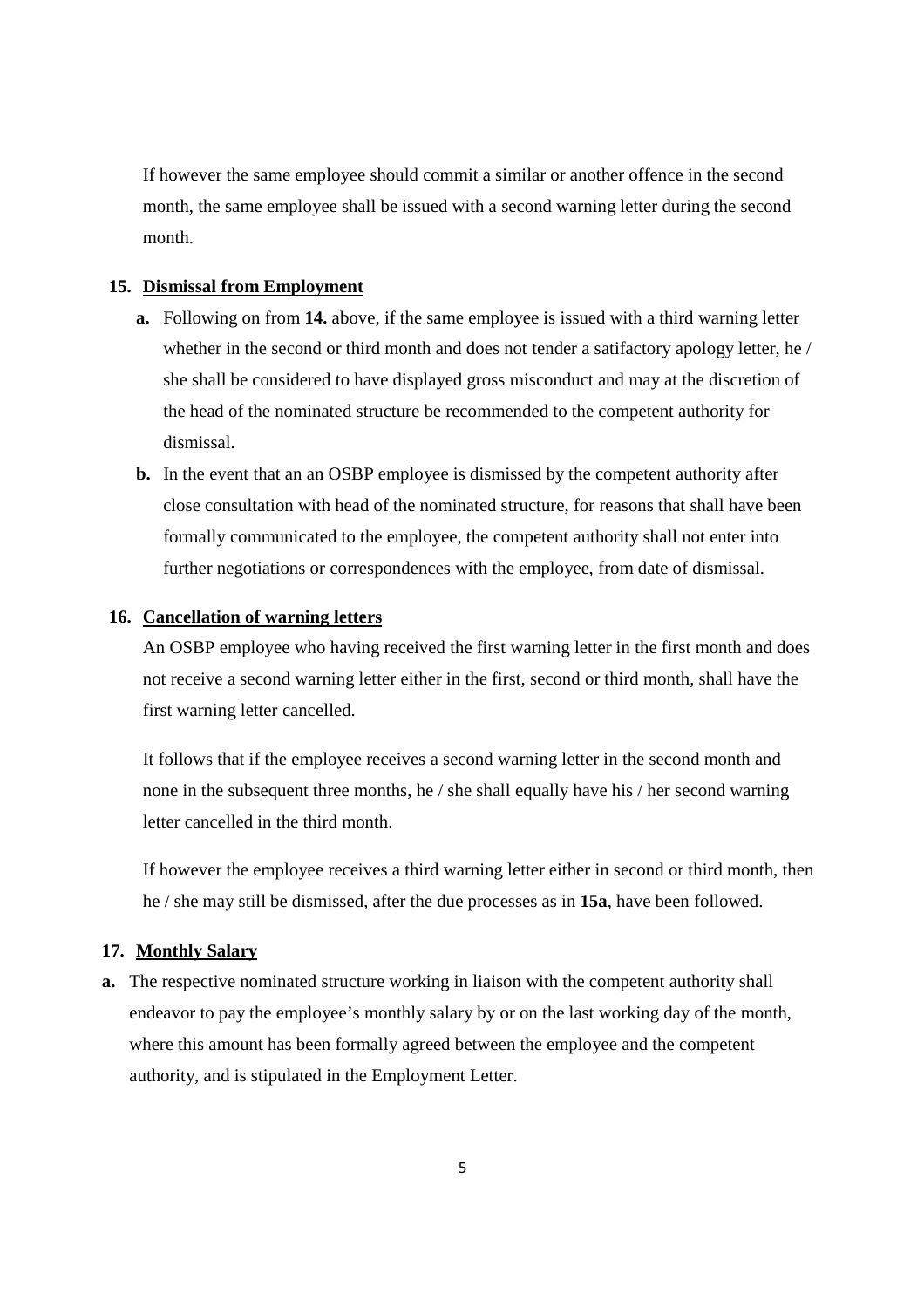If however the same employee should commit a similar or another offence in the second month, the same employee shall be issued with a second warning letter during the second month.

**15. Dismissal from Employment**

- **a.** Following on from **14.** above, if the same employee is issued with a third warning letter whether in the second or third month and does not tender a satisfactory apology letter, he / she shall be considered to have displayed gross misconduct and may at the discretion of the head of the nominated structure be recommended to the competent authority for dismissal.
- **b.** In the event that an an OSBP employee is dismissed by the competent authority after close consultation with head of the nominated structure, for reasons that shall have been formally communicated to the employee, the competent authority shall not enter into further negotiations or correspondences with the employee, from date of dismissal.

**16. Cancellation of warning letters**

An OSBP employee who having received the first warning letter in the first month and does not receive a second warning letter either in the first, second or third month, shall have the first warning letter cancelled.

It follows that if the employee receives a second warning letter in the second month and none in the subsequent three months, he / she shall equally have his / her second warning letter cancelled in the third month.

If however the employee receives a third warning letter either in second or third month, then he / she may still be dismissed, after the due processes as in **15a**, have been followed.

**17. Monthly Salary**

**a.** The respective nominated structure working in liaison with the competent authority shall endeavor to pay the employee's monthly salary by or on the last working day of the month, where this amount has been formally agreed between the employee and the competent authority, and is stipulated in the Employment Letter.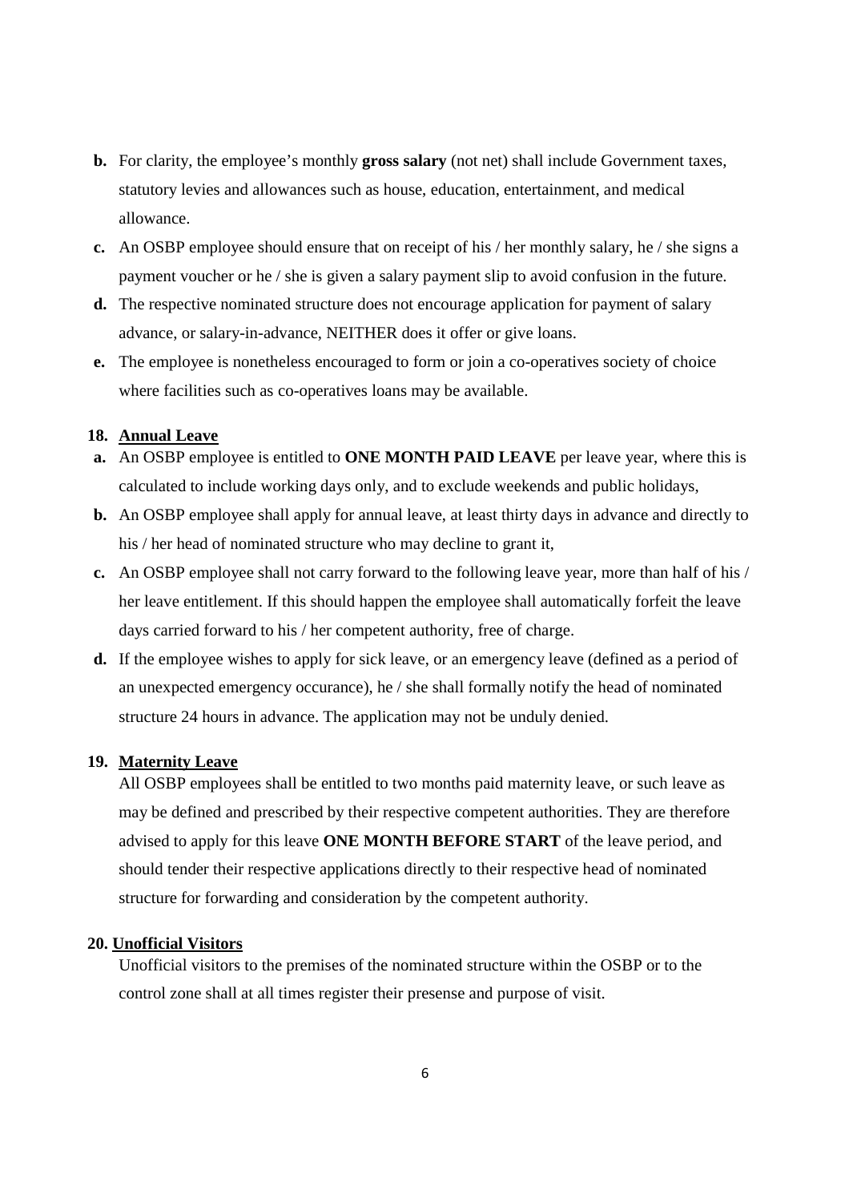**b.** For clarity, the employee's monthly **gross salary** (not net) shall include Government taxes, statutory levies and allowances such as house, education, entertainment, and medical allowance.

**c.** An OSBP employee should ensure that on receipt of his / her monthly salary, he / she signs a payment voucher or he / she is given a salary payment slip to avoid confusion in the future.

**d.** The respective nominated structure does not encourage application for payment of salary advance, or salary-in-advance, NEITHER does it offer or give loans.

**e.** The employee is nonetheless encouraged to form or join a co-operatives society of choice where facilities such as co-operatives loans may be available.

### 18. Annual Leave

**a.** An OSBP employee is entitled to **ONE MONTH PAID LEAVE** per leave year, where this is calculated to include working days only, and to exclude weekends and public holidays,

**b.** An OSBP employee shall apply for annual leave, at least thirty days in advance and directly to his / her head of nominated structure who may decline to grant it,

**c.** An OSBP employee shall not carry forward to the following leave year, more than half of his / her leave entitlement. If this should happen the employee shall automatically forfeit the leave days carried forward to his / her competent authority, free of charge.

**d.** If the employee wishes to apply for sick leave, or an emergency leave (defined as a period of an unexpected emergency occurance), he / she shall formally notify the head of nominated structure 24 hours in advance. The application may not be unduly denied.

### 19. Maternity Leave

All OSBP employees shall be entitled to two months paid maternity leave, or such leave as may be defined and prescribed by their respective competent authorities. They are therefore advised to apply for this leave **ONE MONTH BEFORE START** of the leave period, and should tender their respective applications directly to their respective head of nominated structure for forwarding and consideration by the competent authority.

### 20. Unofficial Visitors

Unofficial visitors to the premises of the nominated structure within the OSBP or to the control zone shall at all times register their presense and purpose of visit.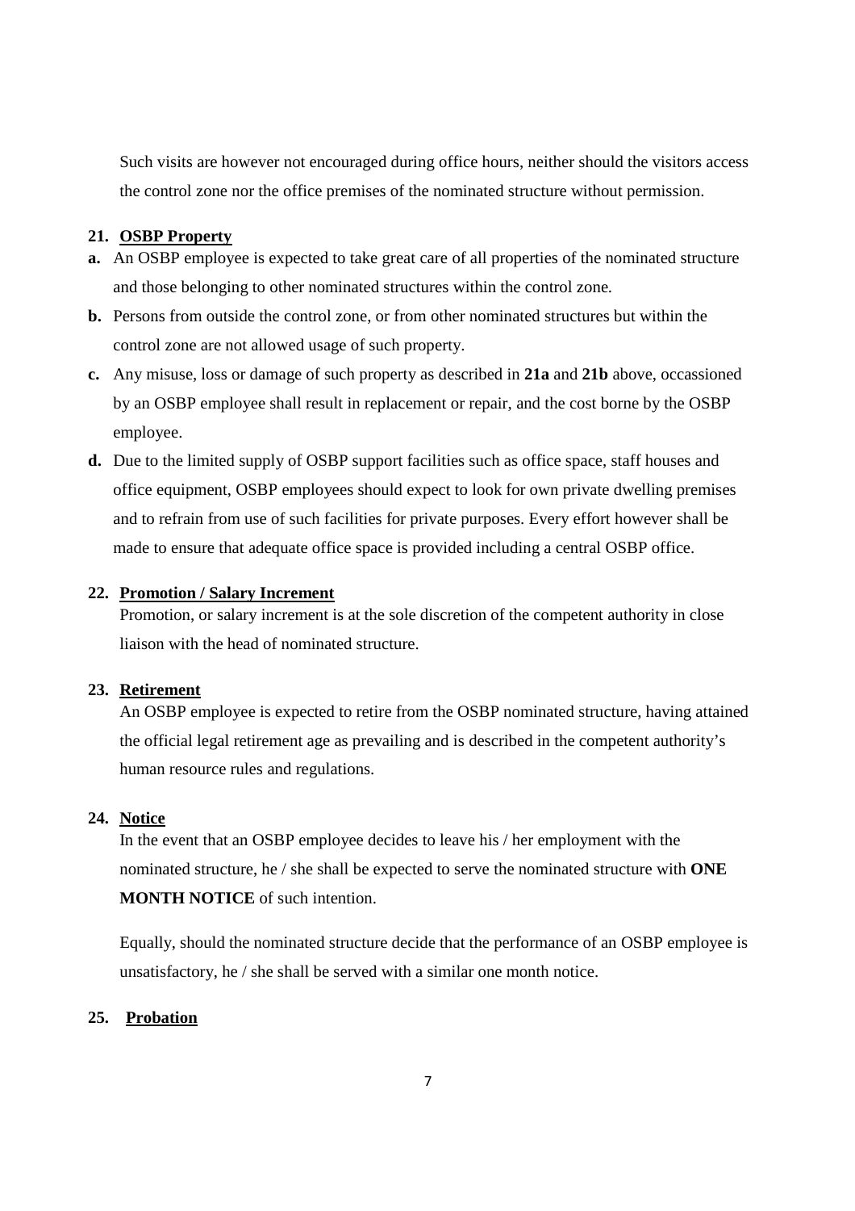Such visits are however not encouraged during office hours, neither should the visitors access the control zone nor the office premises of the nominated structure without permission.

**21. OSBP Property**

**a.** An OSBP employee is expected to take great care of all properties of the nominated structure and those belonging to other nominated structures within the control zone.

**b.** Persons from outside the control zone, or from other nominated structures but within the control zone are not allowed usage of such property.

**c.** Any misuse, loss or damage of such property as described in **21a** and **21b** above, occassioned by an OSBP employee shall result in replacement or repair, and the cost borne by the OSBP employee.

**d.** Due to the limited supply of OSBP support facilities such as office space, staff houses and office equipment, OSBP employees should expect to look for own private dwelling premises and to refrain from use of such facilities for private purposes. Every effort however shall be made to ensure that adequate office space is provided including a central OSBP office.

**22. Promotion / Salary Increment**

Promotion, or salary increment is at the sole discretion of the competent authority in close liaison with the head of nominated structure.

**23. Retirement**

An OSBP employee is expected to retire from the OSBP nominated structure, having attained the official legal retirement age as prevailing and is described in the competent authority's human resource rules and regulations.

**24. Notice**

In the event that an OSBP employee decides to leave his / her employment with the nominated structure, he / she shall be expected to serve the nominated structure with **ONE MONTH NOTICE** of such intention.

Equally, should the nominated structure decide that the performance of an OSBP employee is unsatisfactory, he / she shall be served with a similar one month notice.

**25. Probation**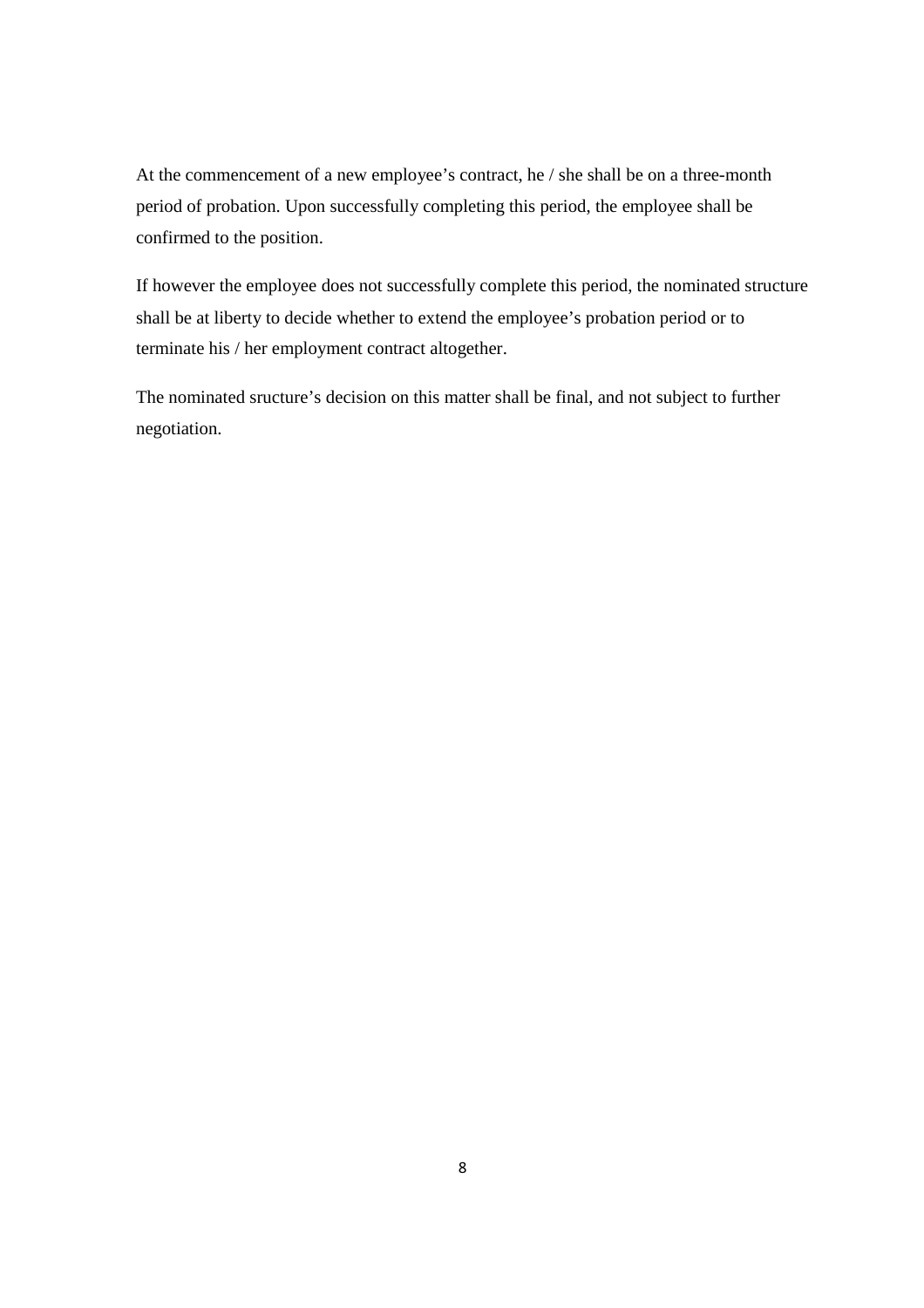At the commencement of a new employee's contract, he / she shall be on a three-month period of probation. Upon successfully completing this period, the employee shall be confirmed to the position.

If however the employee does not successfully complete this period, the nominated structure shall be at liberty to decide whether to extend the employee's probation period or to terminate his / her employment contract altogether.

The nominated sructure's decision on this matter shall be final, and not subject to further negotiation.